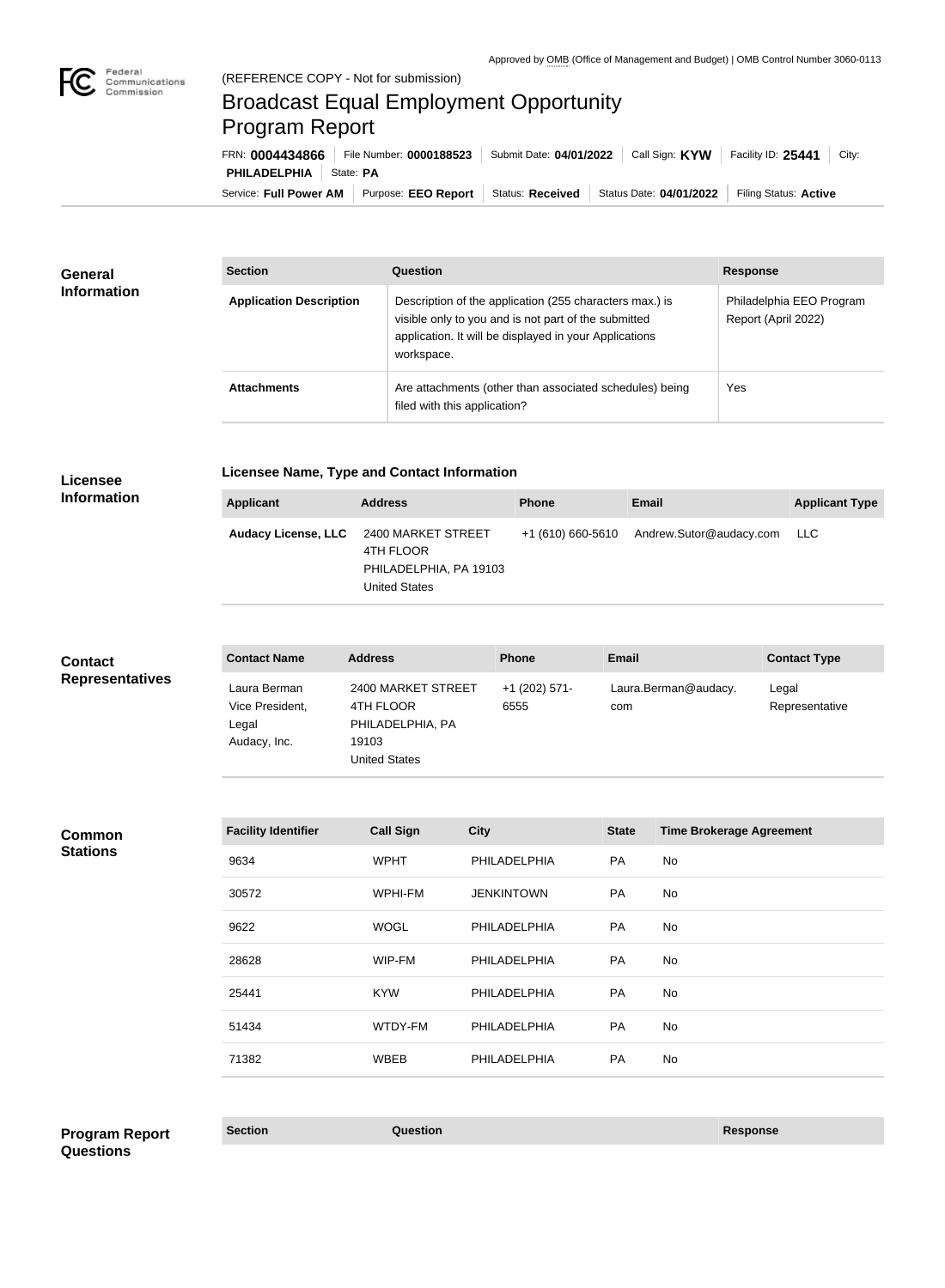Approved by OMB (Office of Management and Budget) | OMB Control Number 3060-0113

(REFERENCE COPY - Not for submission)

# Broadcast Equal Employment Opportunity Program Report

FRN: **0004434866** | File Number: **0000188523** | Submit Date: **04/01/2022** | Call Sign: **KYW** | Facility ID: **25441** | City: **PHILADELPHIA** | State: **PA**

Service: **Full Power AM** | Purpose: **EEO Report** | Status: **Received** | Status Date: **04/01/2022** | Filing Status: **Active**

## General Information

| Section | Question | Response |
| --- | --- | --- |
| **Application Description** | Description of the application (255 characters max.) is visible only to you and is not part of the submitted application. It will be displayed in your Applications workspace. | Philadelphia EEO Program Report (April 2022) |
| **Attachments** | Are attachments (other than associated schedules) being filed with this application? | Yes |

## Licensee Information

**Licensee Name, Type and Contact Information**

| Applicant | Address | Phone | Email | Applicant Type |
| --- | --- | --- | --- | --- |
| **Audacy License, LLC** | 2400 MARKET STREET 4TH FLOOR PHILADELPHIA, PA 19103 United States | +1 (610) 660-5610 | Andrew.Sutor@audacy.com | LLC |

## Contact Representatives

| Contact Name | Address | Phone | Email | Contact Type |
| --- | --- | --- | --- | --- |
| Laura Berman Vice President, Legal Audacy, Inc. | 2400 MARKET STREET 4TH FLOOR PHILADELPHIA, PA 19103 United States | +1 (202) 571-6555 | Laura.Berman@audacy.com | Legal Representative |

## Common Stations

| Facility Identifier | Call Sign | City | State | Time Brokerage Agreement |
| --- | --- | --- | --- | --- |
| 9634 | WPHT | PHILADELPHIA | PA | No |
| 30572 | WPHI-FM | JENKINTOWN | PA | No |
| 9622 | WOGL | PHILADELPHIA | PA | No |
| 28628 | WIP-FM | PHILADELPHIA | PA | No |
| 25441 | KYW | PHILADELPHIA | PA | No |
| 51434 | WTDY-FM | PHILADELPHIA | PA | No |
| 71382 | WBEB | PHILADELPHIA | PA | No |

## Program Report Questions

| Section | Question | Response |
| --- | --- | --- |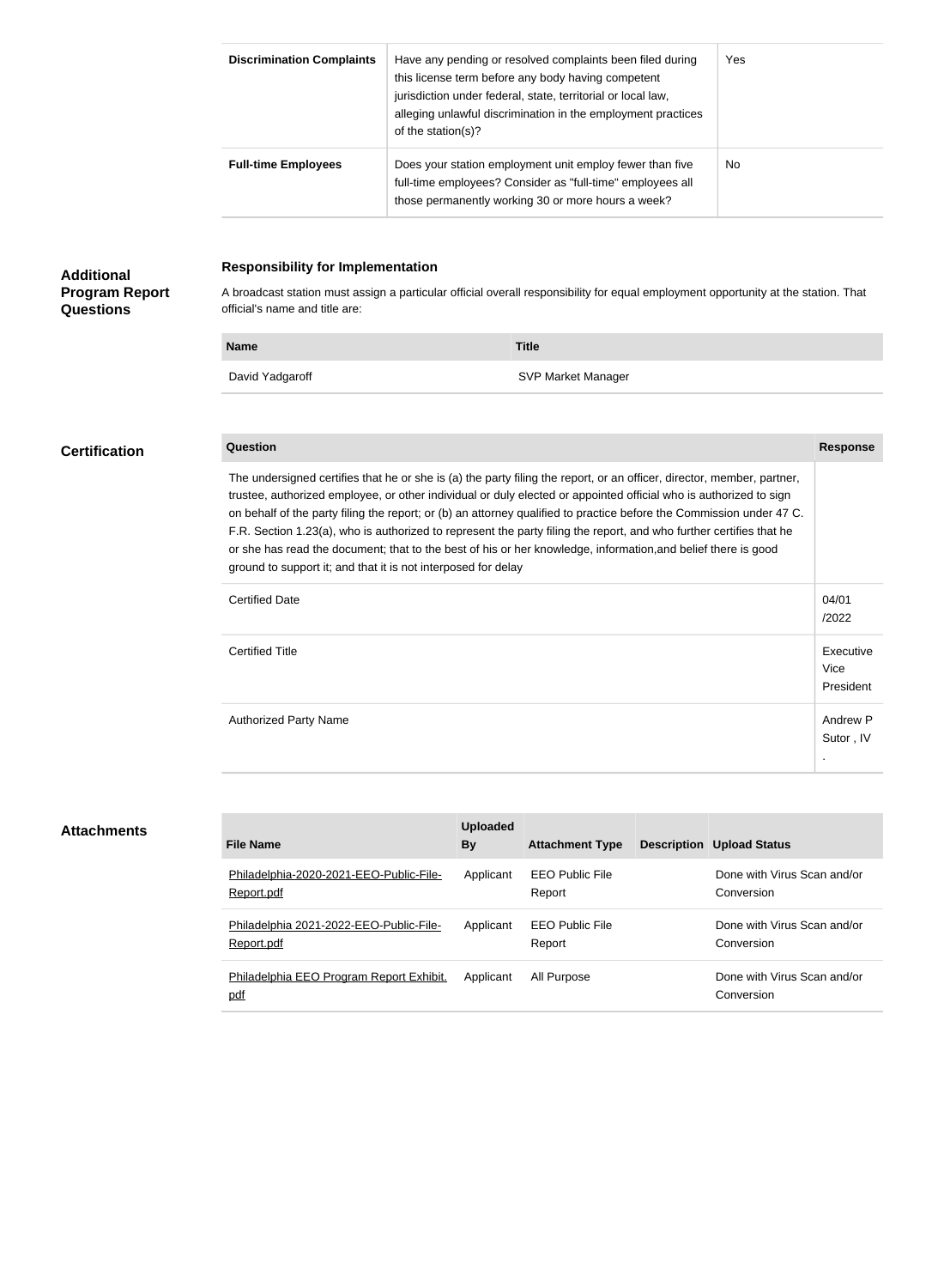| | | |
|---|---|---|
| **Discrimination Complaints** | Have any pending or resolved complaints been filed during this license term before any body having competent jurisdiction under federal, state, territorial or local law, alleging unlawful discrimination in the employment practices of the station(s)? | Yes |
| **Full-time Employees** | Does your station employment unit employ fewer than five full-time employees? Consider as "full-time" employees all those permanently working 30 or more hours a week? | No |

## Additional Program Report Questions

### Responsibility for Implementation

A broadcast station must assign a particular official overall responsibility for equal employment opportunity at the station. That official's name and title are:

| Name | Title |
|---|---|
| David Yadgaroff | SVP Market Manager |

## Certification

| Question | Response |
|---|---|
| The undersigned certifies that he or she is (a) the party filing the report, or an officer, director, member, partner, trustee, authorized employee, or other individual or duly elected or appointed official who is authorized to sign on behalf of the party filing the report; or (b) an attorney qualified to practice before the Commission under 47 C. F.R. Section 1.23(a), who is authorized to represent the party filing the report, and who further certifies that he or she has read the document; that to the best of his or her knowledge, information,and belief there is good ground to support it; and that it is not interposed for delay | |
| Certified Date | 04/01/2022 |
| Certified Title | Executive Vice President |
| Authorized Party Name | Andrew P Sutor , IV . |

## Attachments

| File Name | Uploaded By | Attachment Type | Description | Upload Status |
|---|---|---|---|---|
| Philadelphia-2020-2021-EEO-Public-File-Report.pdf | Applicant | EEO Public File Report | | Done with Virus Scan and/or Conversion |
| Philadelphia 2021-2022-EEO-Public-File-Report.pdf | Applicant | EEO Public File Report | | Done with Virus Scan and/or Conversion |
| Philadelphia EEO Program Report Exhibit.pdf | Applicant | All Purpose | | Done with Virus Scan and/or Conversion |